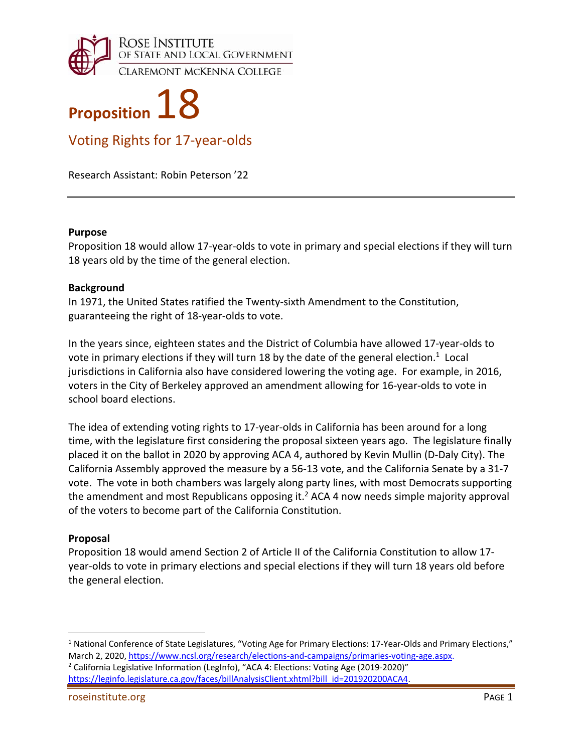Rose Institute of State and Local Government
Claremont McKenna College

# Proposition 18

## Voting Rights for 17-year-olds

Research Assistant: Robin Peterson '22

---

**Purpose**

Proposition 18 would allow 17-year-olds to vote in primary and special elections if they will turn 18 years old by the time of the general election.

**Background**

In 1971, the United States ratified the Twenty-sixth Amendment to the Constitution, guaranteeing the right of 18-year-olds to vote.

In the years since, eighteen states and the District of Columbia have allowed 17-year-olds to vote in primary elections if they will turn 18 by the date of the general election.[1] Local jurisdictions in California also have considered lowering the voting age. For example, in 2016, voters in the City of Berkeley approved an amendment allowing for 16-year-olds to vote in school board elections.

The idea of extending voting rights to 17-year-olds in California has been around for a long time, with the legislature first considering the proposal sixteen years ago. The legislature finally placed it on the ballot in 2020 by approving ACA 4, authored by Kevin Mullin (D-Daly City). The California Assembly approved the measure by a 56-13 vote, and the California Senate by a 31-7 vote. The vote in both chambers was largely along party lines, with most Democrats supporting the amendment and most Republicans opposing it.[2] ACA 4 now needs simple majority approval of the voters to become part of the California Constitution.

**Proposal**

Proposition 18 would amend Section 2 of Article II of the California Constitution to allow 17-year-olds to vote in primary elections and special elections if they will turn 18 years old before the general election.

---

[1] National Conference of State Legislatures, "Voting Age for Primary Elections: 17-Year-Olds and Primary Elections," March 2, 2020, https://www.ncsl.org/research/elections-and-campaigns/primaries-voting-age.aspx.

[2] California Legislative Information (LegInfo), "ACA 4: Elections: Voting Age (2019-2020)" https://leginfo.legislature.ca.gov/faces/billAnalysisClient.xhtml?bill_id=201920200ACA4.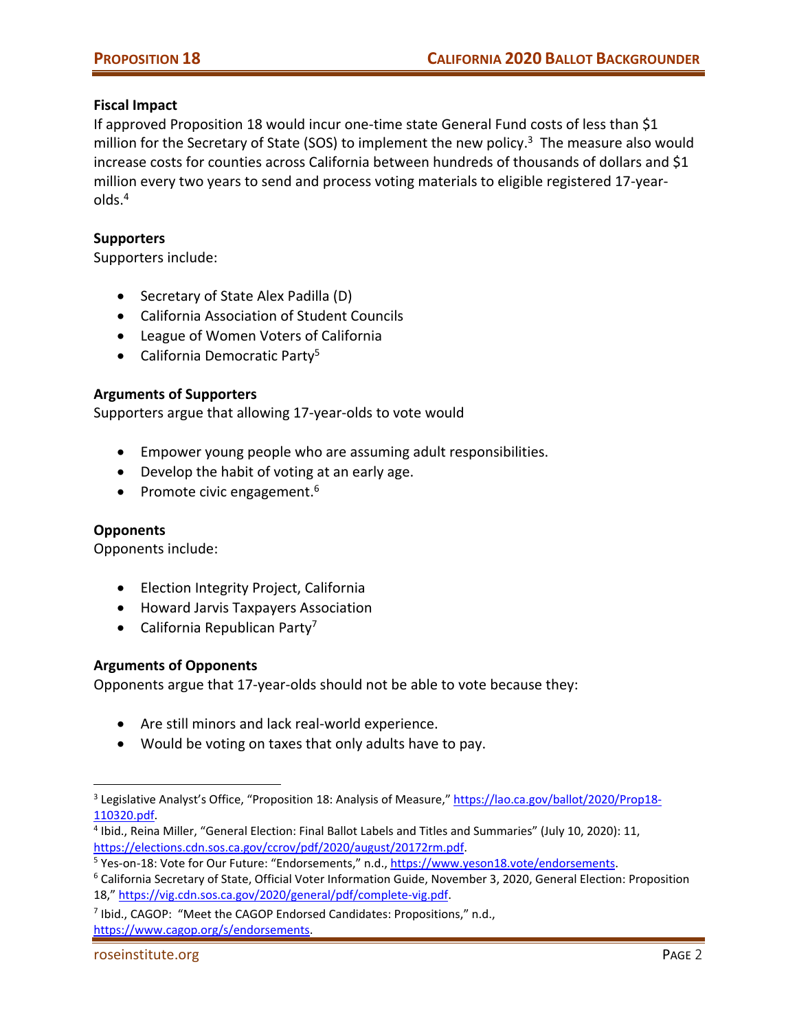**Fiscal Impact**

If approved Proposition 18 would incur one-time state General Fund costs of less than $1 million for the Secretary of State (SOS) to implement the new policy.[3] The measure also would increase costs for counties across California between hundreds of thousands of dollars and $1 million every two years to send and process voting materials to eligible registered 17-year-olds.[4]

**Supporters**

Supporters include:

- Secretary of State Alex Padilla (D)
- California Association of Student Councils
- League of Women Voters of California
- California Democratic Party[5]

**Arguments of Supporters**

Supporters argue that allowing 17-year-olds to vote would

- Empower young people who are assuming adult responsibilities.
- Develop the habit of voting at an early age.
- Promote civic engagement.[6]

**Opponents**

Opponents include:

- Election Integrity Project, California
- Howard Jarvis Taxpayers Association
- California Republican Party[7]

**Arguments of Opponents**

Opponents argue that 17-year-olds should not be able to vote because they:

- Are still minors and lack real-world experience.
- Would be voting on taxes that only adults have to pay.

---

[3] Legislative Analyst's Office, "Proposition 18: Analysis of Measure," https://lao.ca.gov/ballot/2020/Prop18-110320.pdf.

[4] Ibid., Reina Miller, "General Election: Final Ballot Labels and Titles and Summaries" (July 10, 2020): 11, https://elections.cdn.sos.ca.gov/ccrov/pdf/2020/august/20172rm.pdf.

[5] Yes-on-18: Vote for Our Future: "Endorsements," n.d., https://www.yeson18.vote/endorsements.

[6] California Secretary of State, Official Voter Information Guide, November 3, 2020, General Election: Proposition 18," https://vig.cdn.sos.ca.gov/2020/general/pdf/complete-vig.pdf.

[7] Ibid., CAGOP: "Meet the CAGOP Endorsed Candidates: Propositions," n.d., https://www.cagop.org/s/endorsements.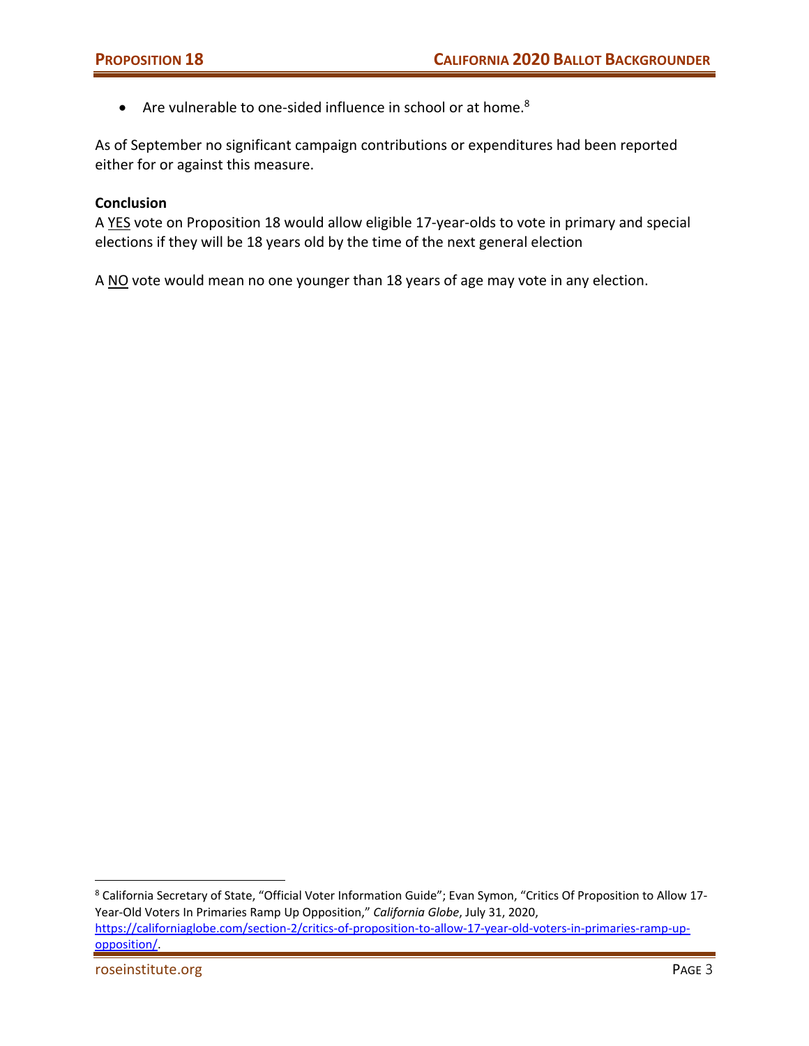- Are vulnerable to one-sided influence in school or at home.[8]

As of September no significant campaign contributions or expenditures had been reported either for or against this measure.

**Conclusion**

A YES vote on Proposition 18 would allow eligible 17-year-olds to vote in primary and special elections if they will be 18 years old by the time of the next general election

A NO vote would mean no one younger than 18 years of age may vote in any election.

[8] California Secretary of State, "Official Voter Information Guide"; Evan Symon, "Critics Of Proposition to Allow 17-Year-Old Voters In Primaries Ramp Up Opposition," *California Globe*, July 31, 2020, https://californiaglobe.com/section-2/critics-of-proposition-to-allow-17-year-old-voters-in-primaries-ramp-up-opposition/.